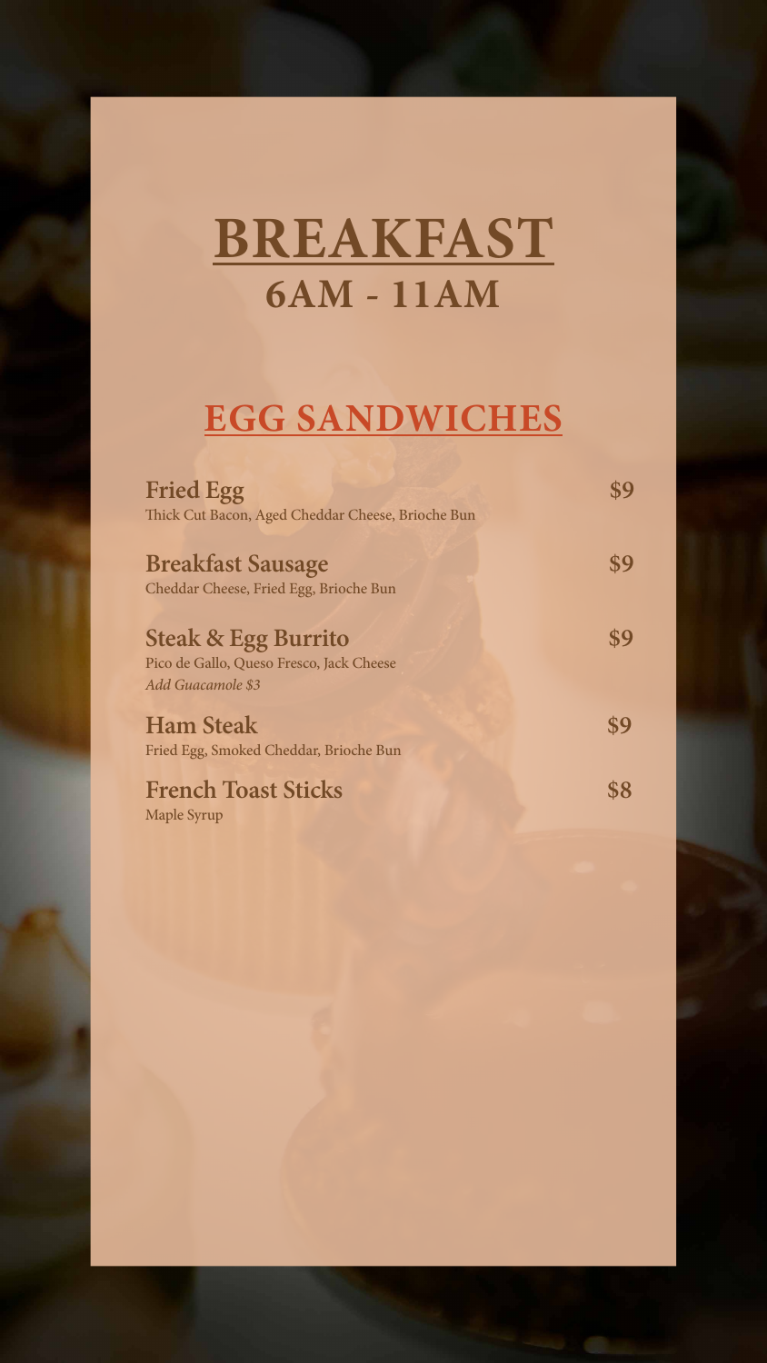# BREAKFAST

## 6AM - 11AM

## EGG SANDWICHES

**Fried Egg** — **$9**
Thick Cut Bacon, Aged Cheddar Cheese, Brioche Bun

**Breakfast Sausage** — **$9**
Cheddar Cheese, Fried Egg, Brioche Bun

**Steak & Egg Burrito** — **$9**
Pico de Gallo, Queso Fresco, Jack Cheese
*Add Guacamole $3*

**Ham Steak** — **$9**
Fried Egg, Smoked Cheddar, Brioche Bun

**French Toast Sticks** — **$8**
Maple Syrup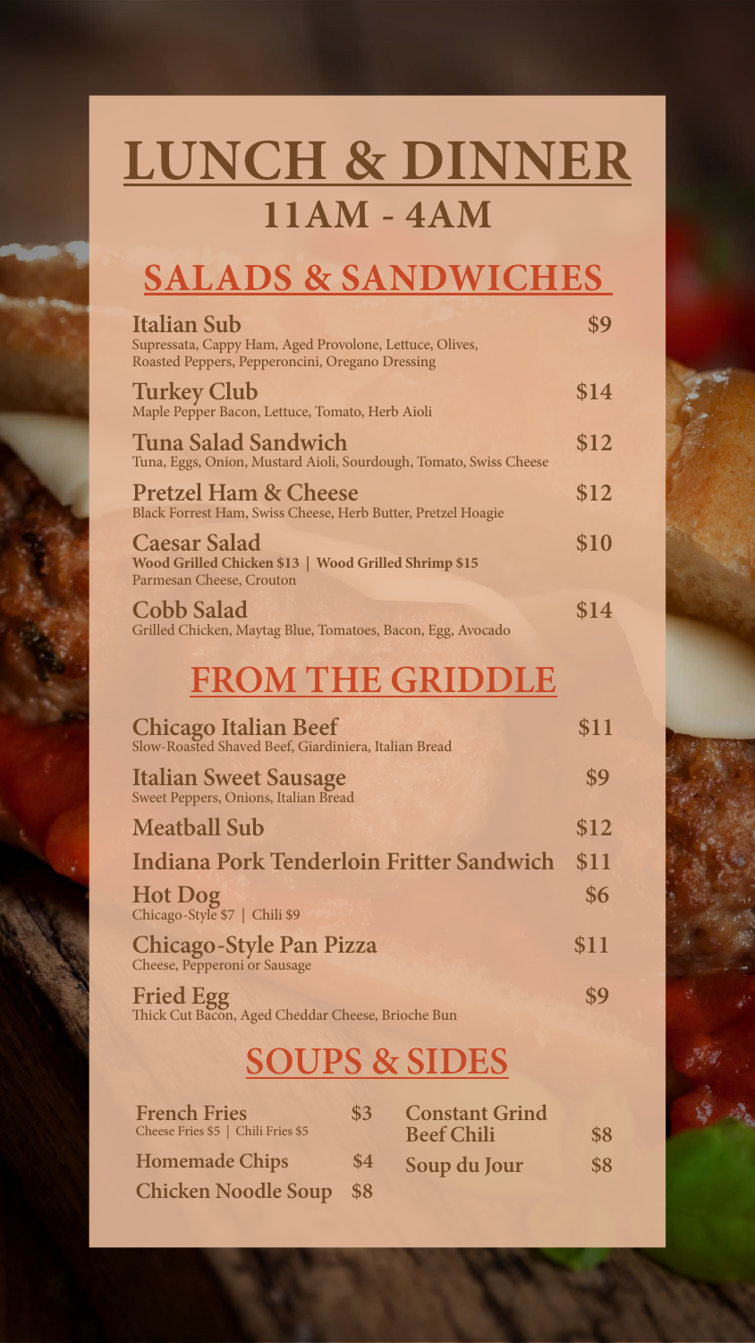# LUNCH & DINNER

## 11AM - 4AM

## SALADS & SANDWICHES

**Italian Sub** — $9
Supressata, Cappy Ham, Aged Provolone, Lettuce, Olives, Roasted Peppers, Pepperoncini, Oregano Dressing

**Turkey Club** — $14
Maple Pepper Bacon, Lettuce, Tomato, Herb Aioli

**Tuna Salad Sandwich** — $12
Tuna, Eggs, Onion, Mustard Aioli, Sourdough, Tomato, Swiss Cheese

**Pretzel Ham & Cheese** — $12
Black Forrest Ham, Swiss Cheese, Herb Butter, Pretzel Hoagie

**Caesar Salad** — $10
**Wood Grilled Chicken $13 | Wood Grilled Shrimp $15**
Parmesan Cheese, Crouton

**Cobb Salad** — $14
Grilled Chicken, Maytag Blue, Tomatoes, Bacon, Egg, Avocado

## FROM THE GRIDDLE

**Chicago Italian Beef** — $11
Slow-Roasted Shaved Beef, Giardiniera, Italian Bread

**Italian Sweet Sausage** — $9
Sweet Peppers, Onions, Italian Bread

**Meatball Sub** — $12

**Indiana Pork Tenderloin Fritter Sandwich** — $11

**Hot Dog** — $6
Chicago-Style $7 | Chili $9

**Chicago-Style Pan Pizza** — $11
Cheese, Pepperoni or Sausage

**Fried Egg** — $9
Thick Cut Bacon, Aged Cheddar Cheese, Brioche Bun

## SOUPS & SIDES

**French Fries** — $3
Cheese Fries $5 | Chili Fries $5

**Homemade Chips** — $4

**Chicken Noodle Soup** — $8

**Constant Grind Beef Chili** — $8

**Soup du Jour** — $8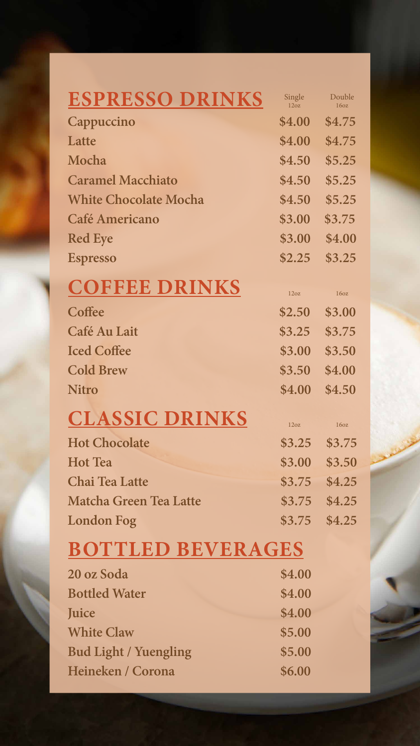## ESPRESSO DRINKS

| | Single 12oz | Double 16oz |
|---|---|---|
| Cappuccino | $4.00 | $4.75 |
| Latte | $4.00 | $4.75 |
| Mocha | $4.50 | $5.25 |
| Caramel Macchiato | $4.50 | $5.25 |
| White Chocolate Mocha | $4.50 | $5.25 |
| Café Americano | $3.00 | $3.75 |
| Red Eye | $3.00 | $4.00 |
| Espresso | $2.25 | $3.25 |

## COFFEE DRINKS

| | 12oz | 16oz |
|---|---|---|
| Coffee | $2.50 | $3.00 |
| Café Au Lait | $3.25 | $3.75 |
| Iced Coffee | $3.00 | $3.50 |
| Cold Brew | $3.50 | $4.00 |
| Nitro | $4.00 | $4.50 |

## CLASSIC DRINKS

| | 12oz | 16oz |
|---|---|---|
| Hot Chocolate | $3.25 | $3.75 |
| Hot Tea | $3.00 | $3.50 |
| Chai Tea Latte | $3.75 | $4.25 |
| Matcha Green Tea Latte | $3.75 | $4.25 |
| London Fog | $3.75 | $4.25 |

## BOTTLED BEVERAGES

| | |
|---|---|
| 20 oz Soda | $4.00 |
| Bottled Water | $4.00 |
| Juice | $4.00 |
| White Claw | $5.00 |
| Bud Light / Yuengling | $5.00 |
| Heineken / Corona | $6.00 |